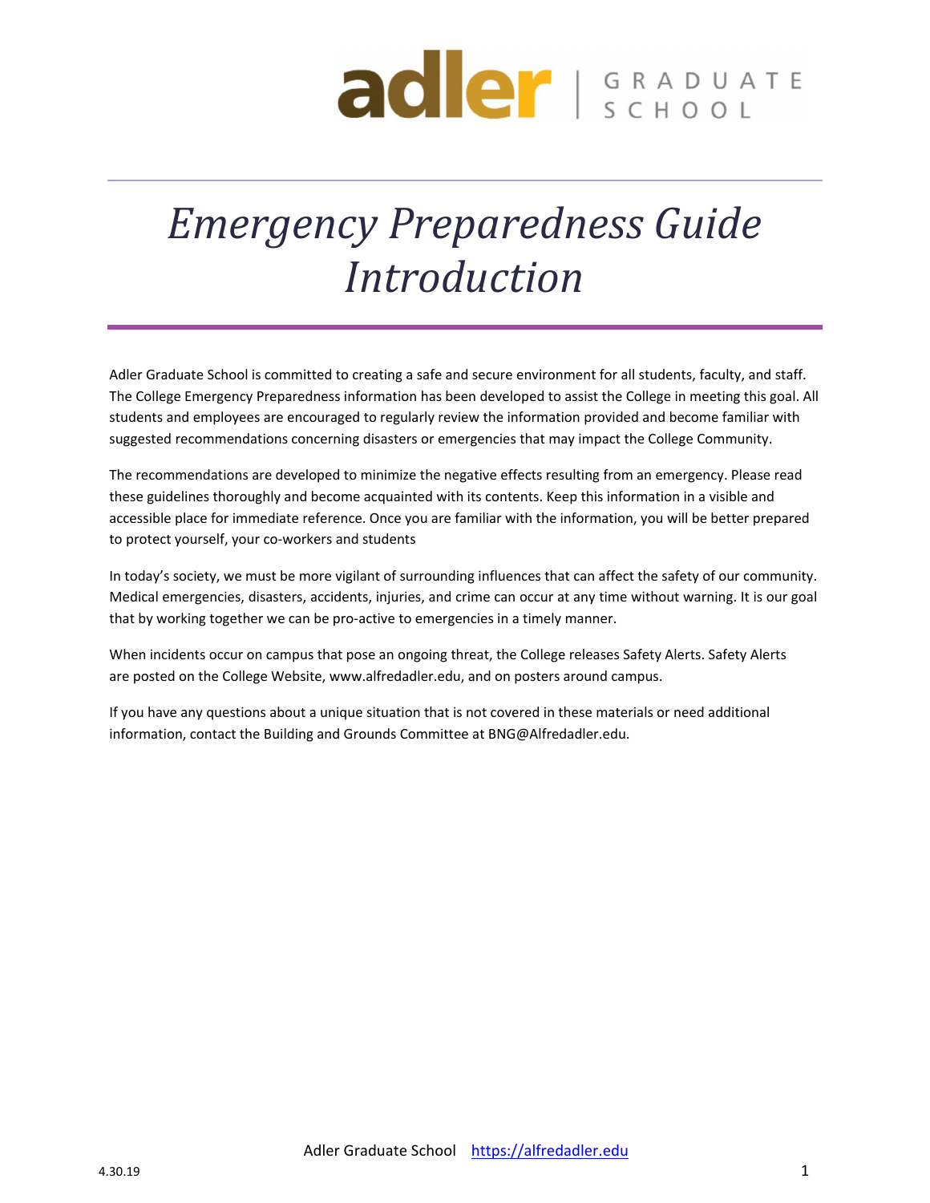# *Emergency Preparedness Guide Introduction*

Adler Graduate School is committed to creating a safe and secure environment for all students, faculty, and staff. The College Emergency Preparedness information has been developed to assist the College in meeting this goal. All students and employees are encouraged to regularly review the information provided and become familiar with suggested recommendations concerning disasters or emergencies that may impact the College Community.

The recommendations are developed to minimize the negative effects resulting from an emergency. Please read these guidelines thoroughly and become acquainted with its contents. Keep this information in a visible and accessible place for immediate reference. Once you are familiar with the information, you will be better prepared to protect yourself, your co-workers and students

In today's society, we must be more vigilant of surrounding influences that can affect the safety of our community. Medical emergencies, disasters, accidents, injuries, and crime can occur at any time without warning. It is our goal that by working together we can be pro-active to emergencies in a timely manner.

When incidents occur on campus that pose an ongoing threat, the College releases Safety Alerts. Safety Alerts are posted on the College Website, www.alfredadler.edu, and on posters around campus.

If you have any questions about a unique situation that is not covered in these materials or need additional information, contact the Building and Grounds Committee at BNG@Alfredadler.edu.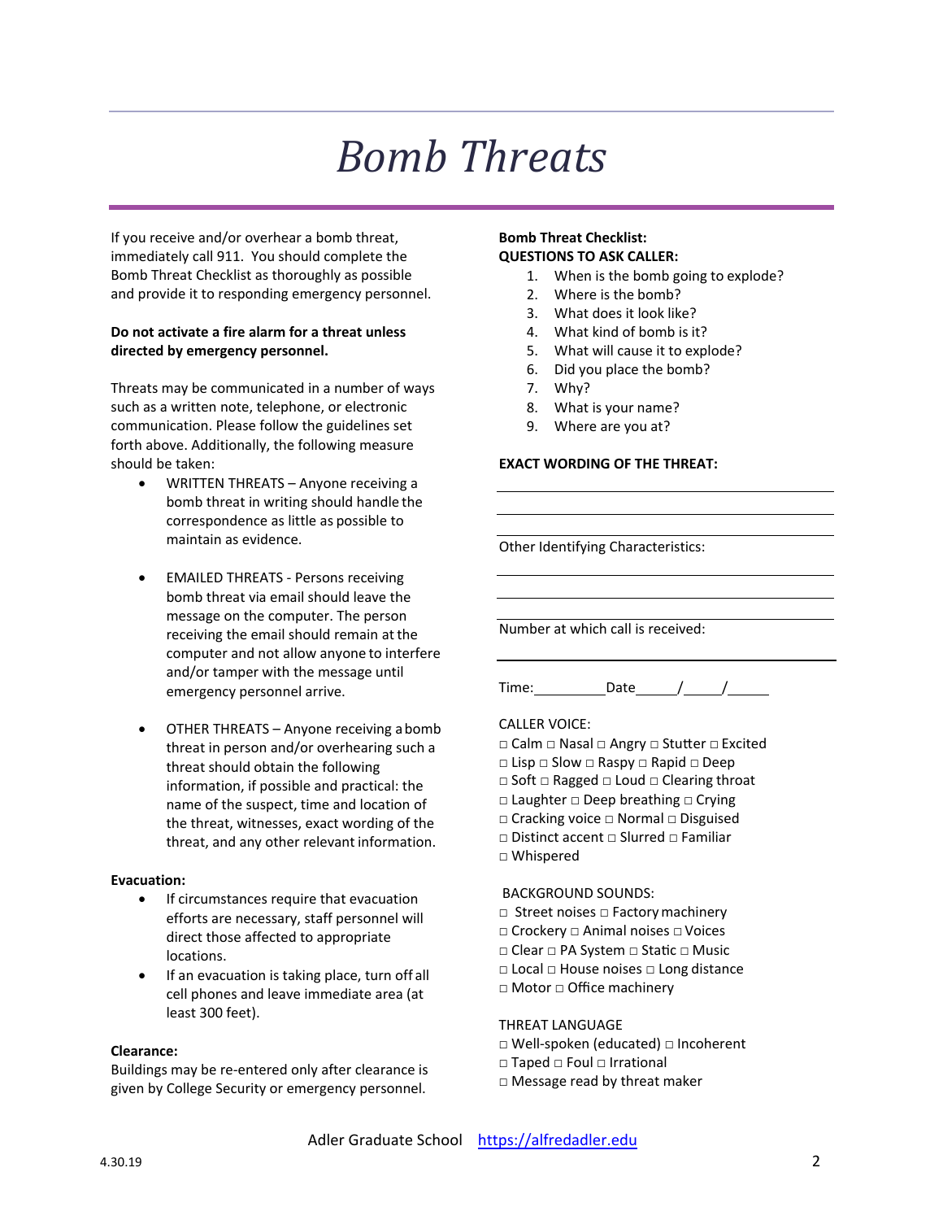# Bomb Threats

If you receive and/or overhear a bomb threat, immediately call 911. You should complete the Bomb Threat Checklist as thoroughly as possible and provide it to responding emergency personnel.

**Do not activate a fire alarm for a threat unless directed by emergency personnel.**

Threats may be communicated in a number of ways such as a written note, telephone, or electronic communication. Please follow the guidelines set forth above. Additionally, the following measure should be taken:

- WRITTEN THREATS – Anyone receiving a bomb threat in writing should handle the correspondence as little as possible to maintain as evidence.
- EMAILED THREATS - Persons receiving bomb threat via email should leave the message on the computer. The person receiving the email should remain at the computer and not allow anyone to interfere and/or tamper with the message until emergency personnel arrive.
- OTHER THREATS – Anyone receiving a bomb threat in person and/or overhearing such a threat should obtain the following information, if possible and practical: the name of the suspect, time and location of the threat, witnesses, exact wording of the threat, and any other relevant information.

**Evacuation:**

- If circumstances require that evacuation efforts are necessary, staff personnel will direct those affected to appropriate locations.
- If an evacuation is taking place, turn off all cell phones and leave immediate area (at least 300 feet).

**Clearance:**
Buildings may be re-entered only after clearance is given by College Security or emergency personnel.

**Bomb Threat Checklist:**
**QUESTIONS TO ASK CALLER:**

1. When is the bomb going to explode?
2. Where is the bomb?
3. What does it look like?
4. What kind of bomb is it?
5. What will cause it to explode?
6. Did you place the bomb?
7. Why?
8. What is your name?
9. Where are you at?

**EXACT WORDING OF THE THREAT:**

______________________________

______________________________

______________________________

Other Identifying Characteristics:

______________________________

______________________________

______________________________

Number at which call is received:

______________________________

Time:__________ Date_____/_____/_____

CALLER VOICE:
□ Calm □ Nasal □ Angry □ Stutter □ Excited
□ Lisp □ Slow □ Raspy □ Rapid □ Deep
□ Soft □ Ragged □ Loud □ Clearing throat
□ Laughter □ Deep breathing □ Crying
□ Cracking voice □ Normal □ Disguised
□ Distinct accent □ Slurred □ Familiar
□ Whispered

BACKGROUND SOUNDS:
□ Street noises □ Factory machinery
□ Crockery □ Animal noises □ Voices
□ Clear □ PA System □ Static □ Music
□ Local □ House noises □ Long distance
□ Motor □ Office machinery

THREAT LANGUAGE
□ Well-spoken (educated) □ Incoherent
□ Taped □ Foul □ Irrational
□ Message read by threat maker

Adler Graduate School https://alfredadler.edu

4.30.19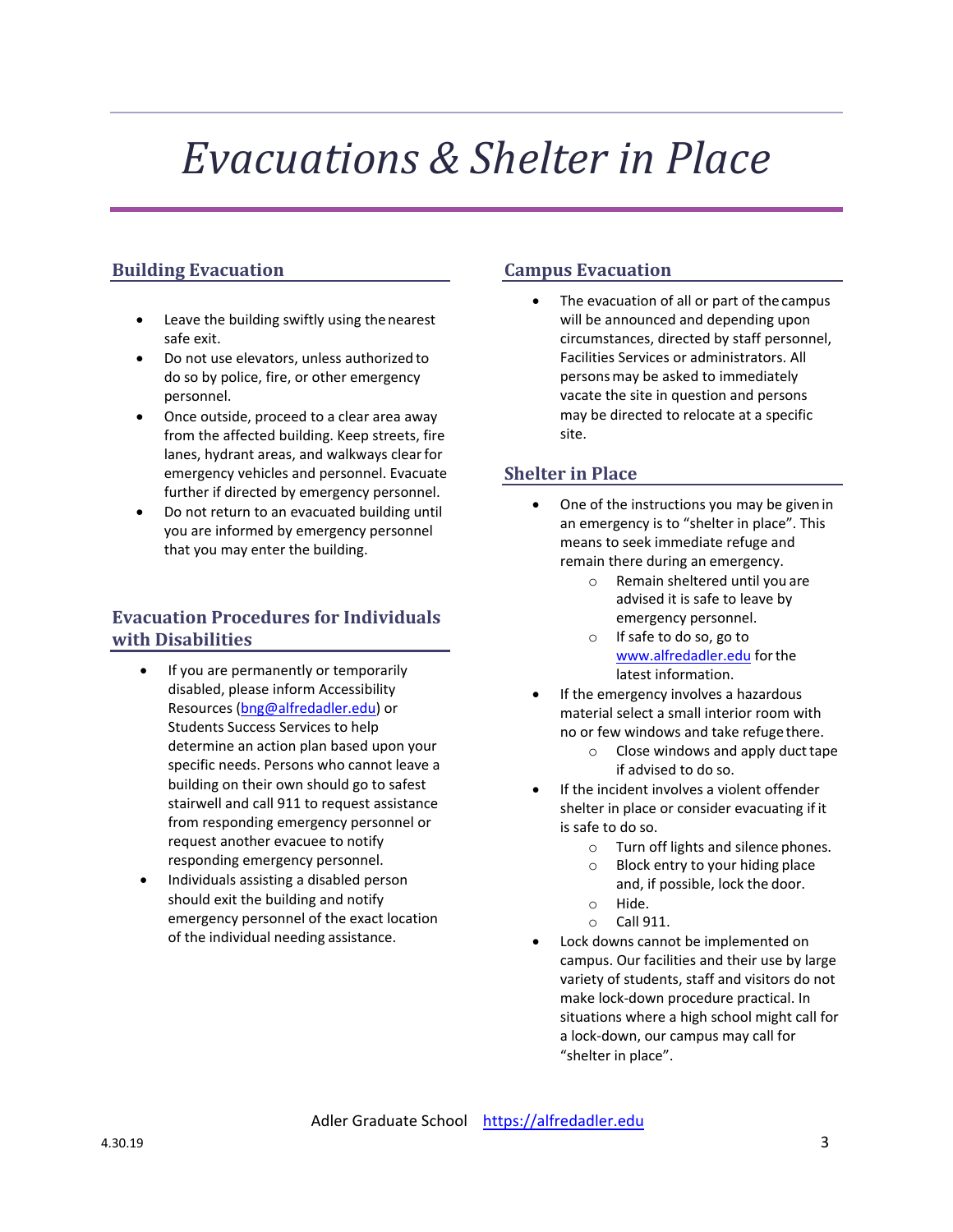# *Evacuations & Shelter in Place*

## Building Evacuation

- Leave the building swiftly using the nearest safe exit.
- Do not use elevators, unless authorized to do so by police, fire, or other emergency personnel.
- Once outside, proceed to a clear area away from the affected building. Keep streets, fire lanes, hydrant areas, and walkways clear for emergency vehicles and personnel. Evacuate further if directed by emergency personnel.
- Do not return to an evacuated building until you are informed by emergency personnel that you may enter the building.

## Evacuation Procedures for Individuals with Disabilities

- If you are permanently or temporarily disabled, please inform Accessibility Resources (bng@alfredadler.edu) or Students Success Services to help determine an action plan based upon your specific needs. Persons who cannot leave a building on their own should go to safest stairwell and call 911 to request assistance from responding emergency personnel or request another evacuee to notify responding emergency personnel.
- Individuals assisting a disabled person should exit the building and notify emergency personnel of the exact location of the individual needing assistance.

## Campus Evacuation

- The evacuation of all or part of the campus will be announced and depending upon circumstances, directed by staff personnel, Facilities Services or administrators. All persons may be asked to immediately vacate the site in question and persons may be directed to relocate at a specific site.

## Shelter in Place

- One of the instructions you may be given in an emergency is to "shelter in place". This means to seek immediate refuge and remain there during an emergency.
  - Remain sheltered until you are advised it is safe to leave by emergency personnel.
  - If safe to do so, go to www.alfredadler.edu for the latest information.
- If the emergency involves a hazardous material select a small interior room with no or few windows and take refuge there.
  - Close windows and apply duct tape if advised to do so.
- If the incident involves a violent offender shelter in place or consider evacuating if it is safe to do so.
  - Turn off lights and silence phones.
  - Block entry to your hiding place and, if possible, lock the door.
  - Hide.
  - Call 911.
- Lock downs cannot be implemented on campus. Our facilities and their use by large variety of students, staff and visitors do not make lock-down procedure practical. In situations where a high school might call for a lock-down, our campus may call for "shelter in place".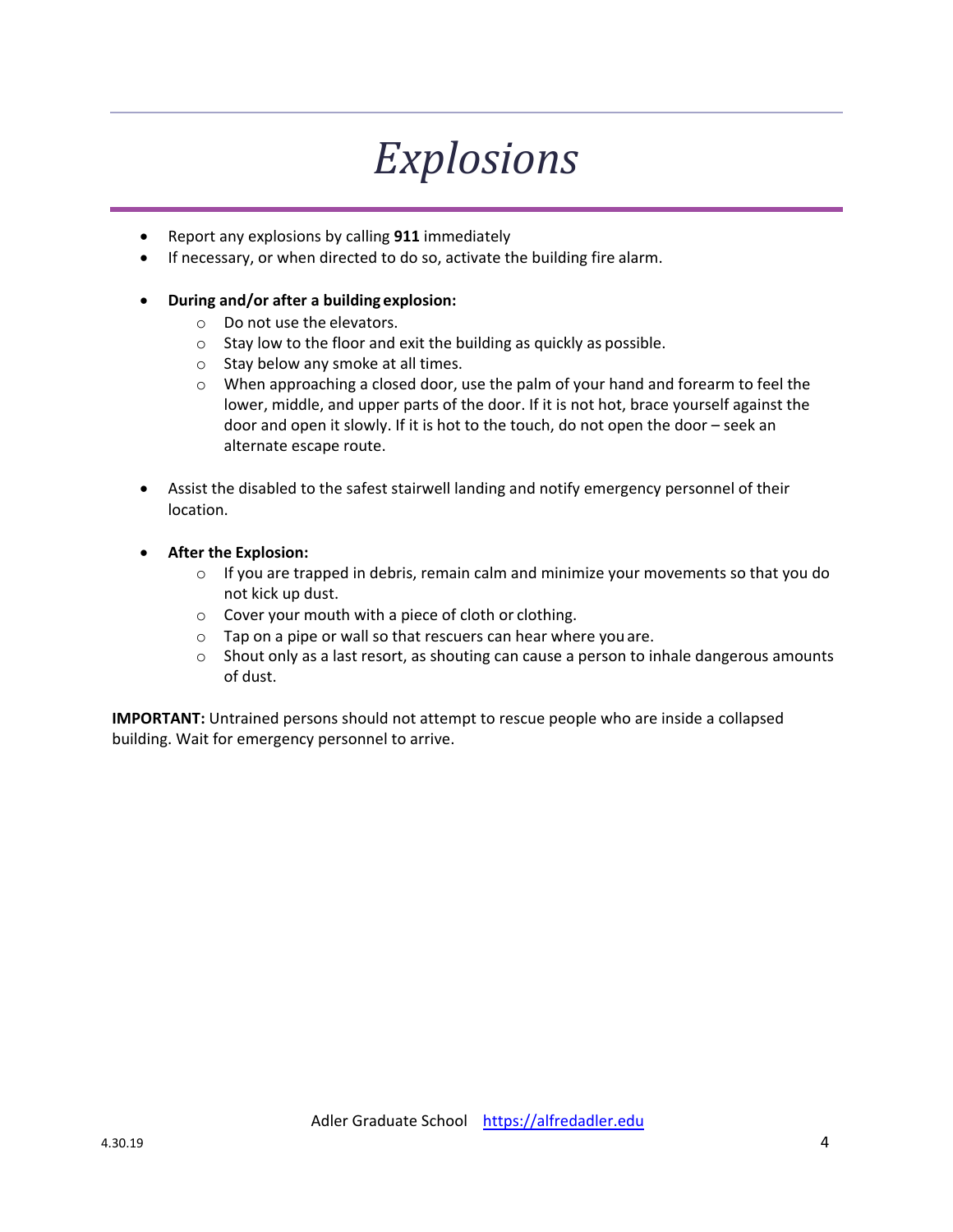# *Explosions*

- Report any explosions by calling **911** immediately
- If necessary, or when directed to do so, activate the building fire alarm.

- **During and/or after a building explosion:**
  - Do not use the elevators.
  - Stay low to the floor and exit the building as quickly as possible.
  - Stay below any smoke at all times.
  - When approaching a closed door, use the palm of your hand and forearm to feel the lower, middle, and upper parts of the door. If it is not hot, brace yourself against the door and open it slowly. If it is hot to the touch, do not open the door – seek an alternate escape route.

- Assist the disabled to the safest stairwell landing and notify emergency personnel of their location.

- **After the Explosion:**
  - If you are trapped in debris, remain calm and minimize your movements so that you do not kick up dust.
  - Cover your mouth with a piece of cloth or clothing.
  - Tap on a pipe or wall so that rescuers can hear where you are.
  - Shout only as a last resort, as shouting can cause a person to inhale dangerous amounts of dust.

**IMPORTANT:** Untrained persons should not attempt to rescue people who are inside a collapsed building. Wait for emergency personnel to arrive.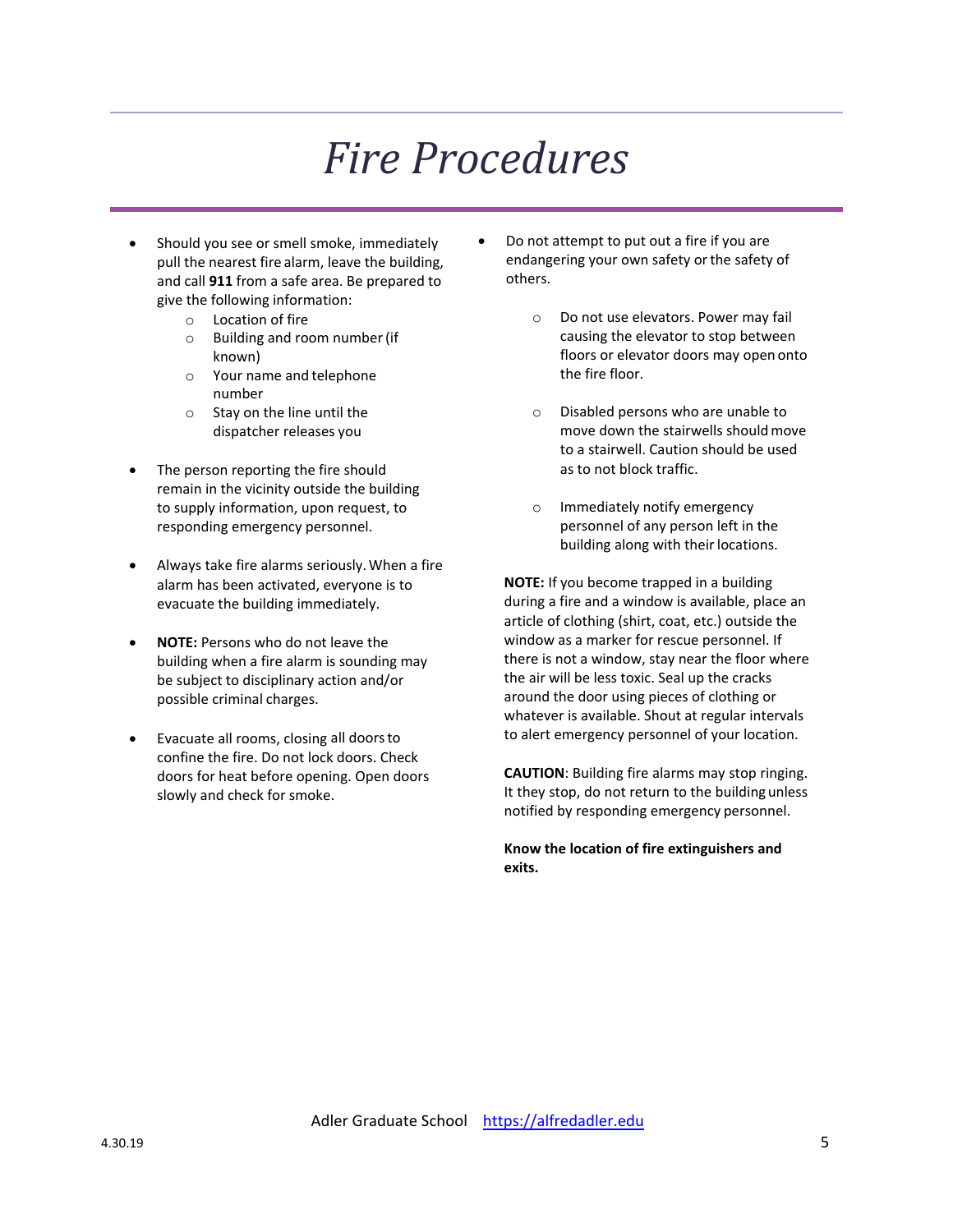# *Fire Procedures*

- Should you see or smell smoke, immediately pull the nearest fire alarm, leave the building, and call **911** from a safe area. Be prepared to give the following information:
    - Location of fire
    - Building and room number (if known)
    - Your name and telephone number
    - Stay on the line until the dispatcher releases you

- The person reporting the fire should remain in the vicinity outside the building to supply information, upon request, to responding emergency personnel.

- Always take fire alarms seriously. When a fire alarm has been activated, everyone is to evacuate the building immediately.

- **NOTE:** Persons who do not leave the building when a fire alarm is sounding may be subject to disciplinary action and/or possible criminal charges.

- Evacuate all rooms, closing all doors to confine the fire. Do not lock doors. Check doors for heat before opening. Open doors slowly and check for smoke.

- Do not attempt to put out a fire if you are endangering your own safety or the safety of others.

    - Do not use elevators. Power may fail causing the elevator to stop between floors or elevator doors may open onto the fire floor.

    - Disabled persons who are unable to move down the stairwells should move to a stairwell. Caution should be used as to not block traffic.

    - Immediately notify emergency personnel of any person left in the building along with their locations.

**NOTE:** If you become trapped in a building during a fire and a window is available, place an article of clothing (shirt, coat, etc.) outside the window as a marker for rescue personnel. If there is not a window, stay near the floor where the air will be less toxic. Seal up the cracks around the door using pieces of clothing or whatever is available. Shout at regular intervals to alert emergency personnel of your location.

**CAUTION**: Building fire alarms may stop ringing. It they stop, do not return to the building unless notified by responding emergency personnel.

**Know the location of fire extinguishers and exits.**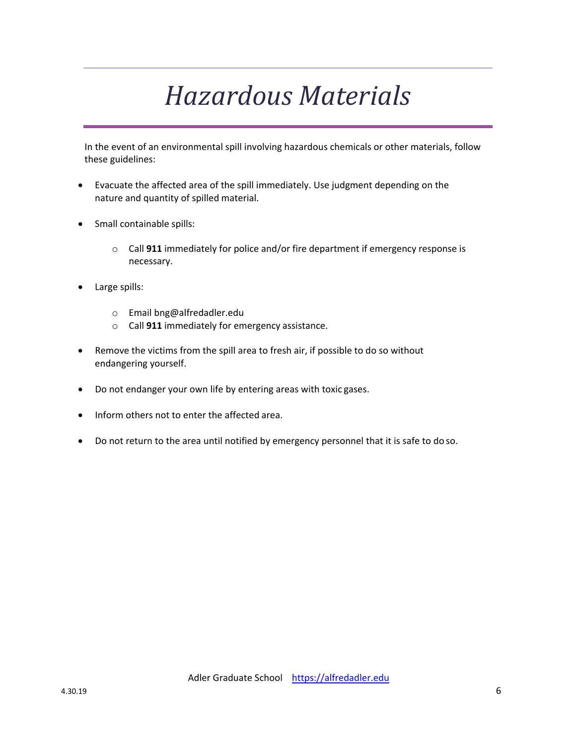# *Hazardous Materials*

In the event of an environmental spill involving hazardous chemicals or other materials, follow these guidelines:

- Evacuate the affected area of the spill immediately. Use judgment depending on the nature and quantity of spilled material.
- Small containable spills:
  - Call **911** immediately for police and/or fire department if emergency response is necessary.
- Large spills:
  - Email bng@alfredadler.edu
  - Call **911** immediately for emergency assistance.
- Remove the victims from the spill area to fresh air, if possible to do so without endangering yourself.
- Do not endanger your own life by entering areas with toxic gases.
- Inform others not to enter the affected area.
- Do not return to the area until notified by emergency personnel that it is safe to do so.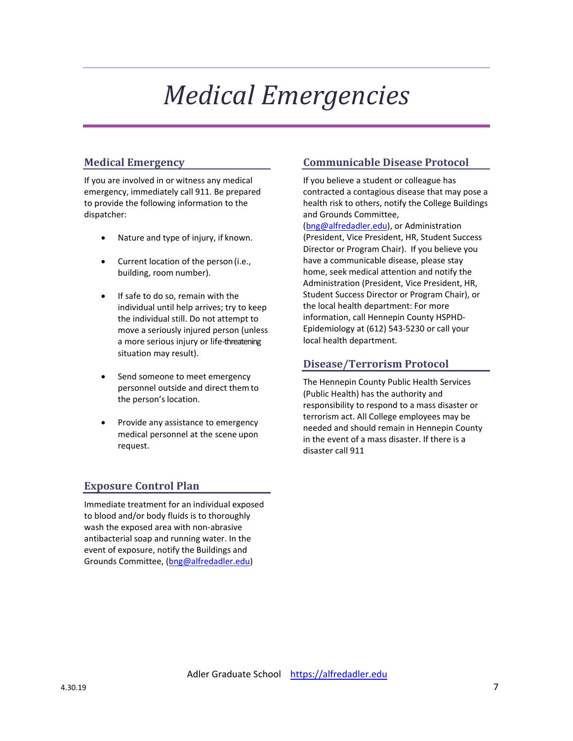# *Medical Emergencies*

## Medical Emergency

If you are involved in or witness any medical emergency, immediately call 911. Be prepared to provide the following information to the dispatcher:

- Nature and type of injury, if known.
- Current location of the person (i.e., building, room number).
- If safe to do so, remain with the individual until help arrives; try to keep the individual still. Do not attempt to move a seriously injured person (unless a more serious injury or life-threatening situation may result).
- Send someone to meet emergency personnel outside and direct them to the person's location.
- Provide any assistance to emergency medical personnel at the scene upon request.

## Exposure Control Plan

Immediate treatment for an individual exposed to blood and/or body fluids is to thoroughly wash the exposed area with non-abrasive antibacterial soap and running water. In the event of exposure, notify the Buildings and Grounds Committee, (bng@alfredadler.edu)

## Communicable Disease Protocol

If you believe a student or colleague has contracted a contagious disease that may pose a health risk to others, notify the College Buildings and Grounds Committee, (bng@alfredadler.edu), or Administration (President, Vice President, HR, Student Success Director or Program Chair). If you believe you have a communicable disease, please stay home, seek medical attention and notify the Administration (President, Vice President, HR, Student Success Director or Program Chair), or the local health department: For more information, call Hennepin County HSPHD-Epidemiology at (612) 543-5230 or call your local health department.

## Disease/Terrorism Protocol

The Hennepin County Public Health Services (Public Health) has the authority and responsibility to respond to a mass disaster or terrorism act. All College employees may be needed and should remain in Hennepin County in the event of a mass disaster. If there is a disaster call 911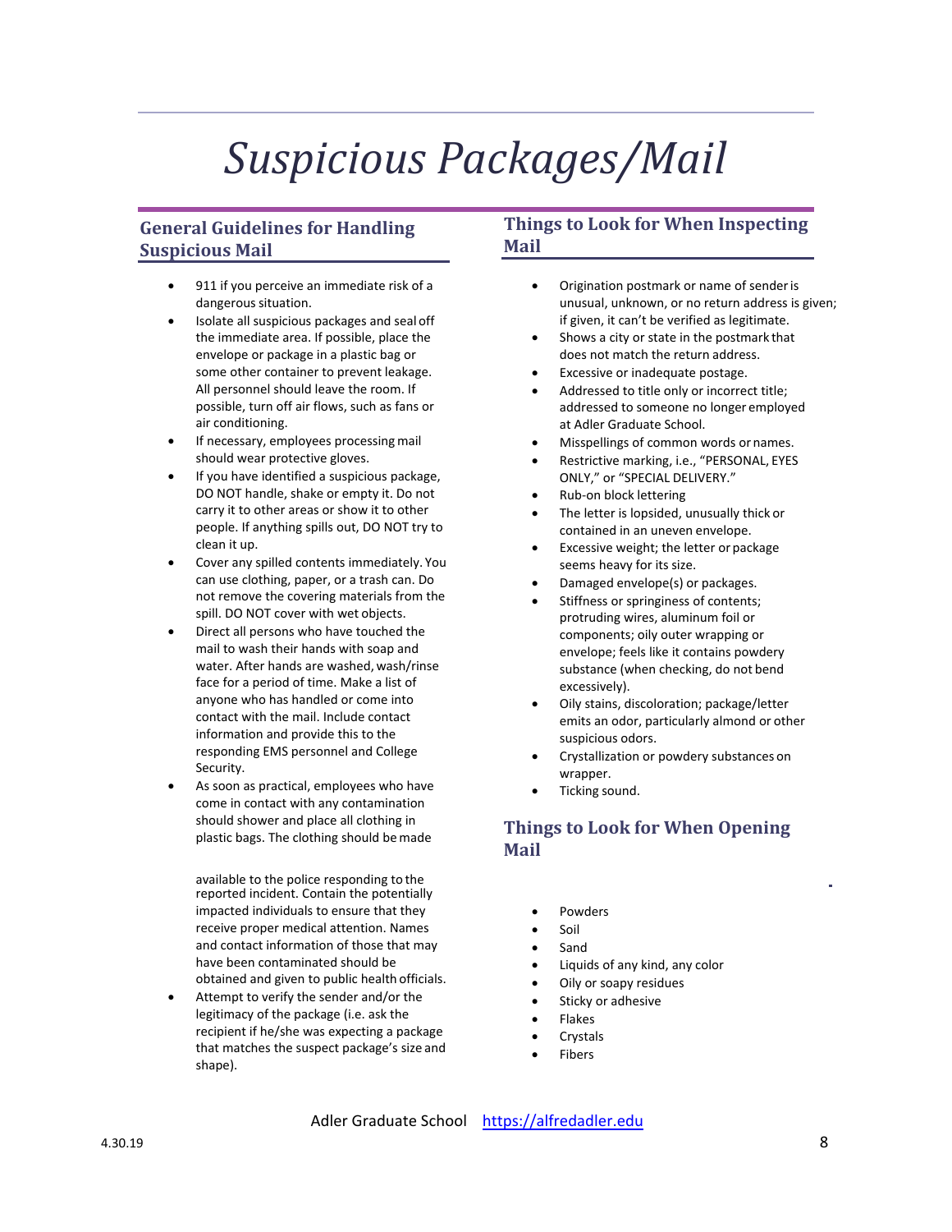# Suspicious Packages/Mail

## General Guidelines for Handling Suspicious Mail

- 911 if you perceive an immediate risk of a dangerous situation.
- Isolate all suspicious packages and seal off the immediate area. If possible, place the envelope or package in a plastic bag or some other container to prevent leakage. All personnel should leave the room. If possible, turn off air flows, such as fans or air conditioning.
- If necessary, employees processing mail should wear protective gloves.
- If you have identified a suspicious package, DO NOT handle, shake or empty it. Do not carry it to other areas or show it to other people. If anything spills out, DO NOT try to clean it up.
- Cover any spilled contents immediately. You can use clothing, paper, or a trash can. Do not remove the covering materials from the spill. DO NOT cover with wet objects.
- Direct all persons who have touched the mail to wash their hands with soap and water. After hands are washed, wash/rinse face for a period of time. Make a list of anyone who has handled or come into contact with the mail. Include contact information and provide this to the responding EMS personnel and College Security.
- As soon as practical, employees who have come in contact with any contamination should shower and place all clothing in plastic bags. The clothing should be made available to the police responding to the reported incident. Contain the potentially impacted individuals to ensure that they receive proper medical attention. Names and contact information of those that may have been contaminated should be obtained and given to public health officials.
- Attempt to verify the sender and/or the legitimacy of the package (i.e. ask the recipient if he/she was expecting a package that matches the suspect package's size and shape).

## Things to Look for When Inspecting Mail

- Origination postmark or name of sender is unusual, unknown, or no return address is given; if given, it can't be verified as legitimate.
- Shows a city or state in the postmark that does not match the return address.
- Excessive or inadequate postage.
- Addressed to title only or incorrect title; addressed to someone no longer employed at Adler Graduate School.
- Misspellings of common words or names.
- Restrictive marking, i.e., "PERSONAL, EYES ONLY," or "SPECIAL DELIVERY."
- Rub-on block lettering
- The letter is lopsided, unusually thick or contained in an uneven envelope.
- Excessive weight; the letter or package seems heavy for its size.
- Damaged envelope(s) or packages.
- Stiffness or springiness of contents; protruding wires, aluminum foil or components; oily outer wrapping or envelope; feels like it contains powdery substance (when checking, do not bend excessively).
- Oily stains, discoloration; package/letter emits an odor, particularly almond or other suspicious odors.
- Crystallization or powdery substances on wrapper.
- Ticking sound.

## Things to Look for When Opening Mail

- Powders
- Soil
- Sand
- Liquids of any kind, any color
- Oily or soapy residues
- Sticky or adhesive
- Flakes
- Crystals
- Fibers

Adler Graduate School https://alfredadler.edu

4.30.19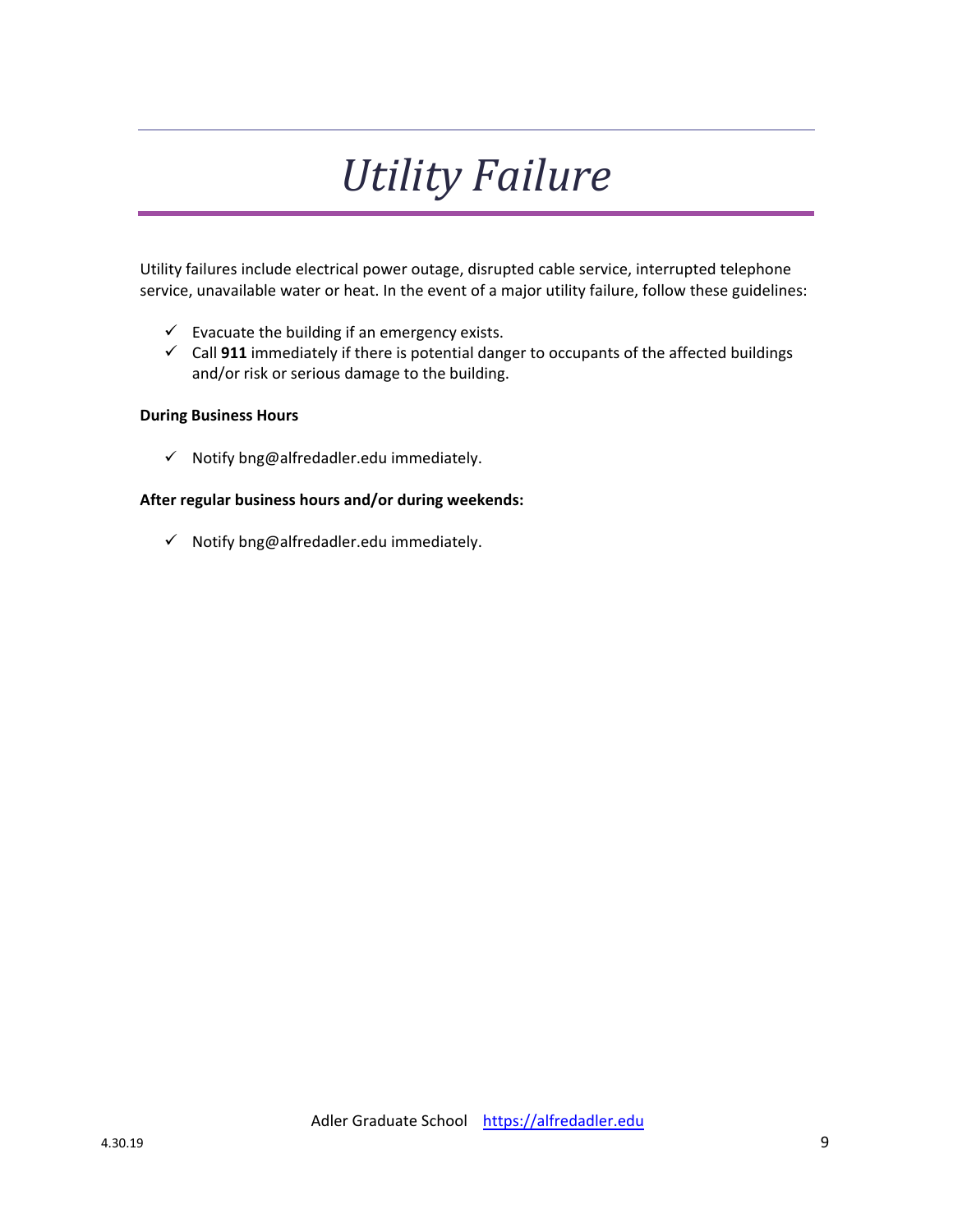# *Utility Failure*

Utility failures include electrical power outage, disrupted cable service, interrupted telephone service, unavailable water or heat. In the event of a major utility failure, follow these guidelines:

- ✓ Evacuate the building if an emergency exists.
- ✓ Call **911** immediately if there is potential danger to occupants of the affected buildings and/or risk or serious damage to the building.

**During Business Hours**

- ✓ Notify bng@alfredadler.edu immediately.

**After regular business hours and/or during weekends:**

- ✓ Notify bng@alfredadler.edu immediately.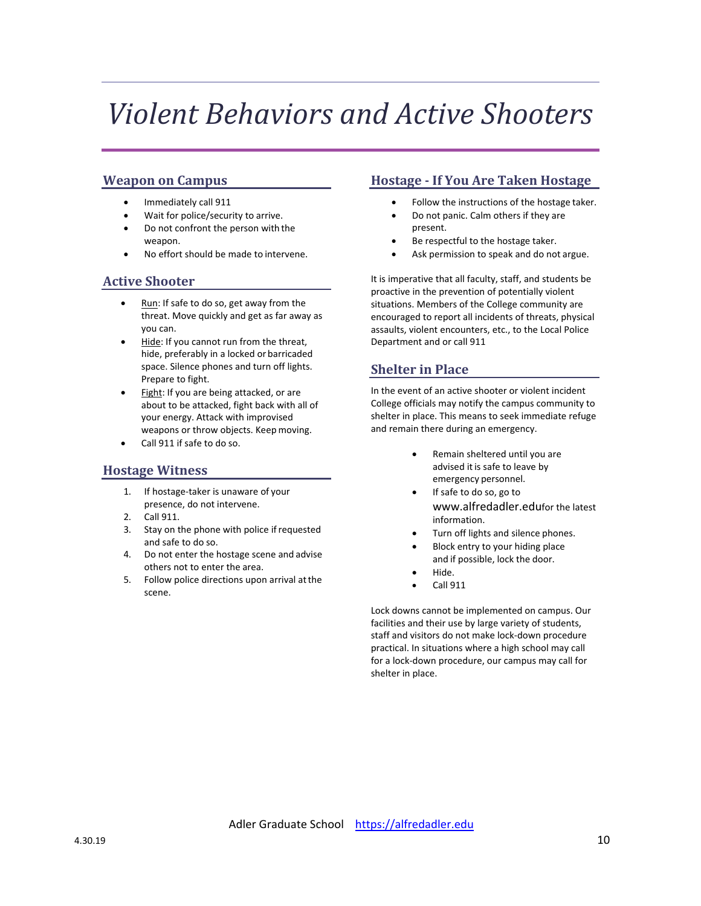# *Violent Behaviors and Active Shooters*

## Weapon on Campus

- Immediately call 911
- Wait for police/security to arrive.
- Do not confront the person with the weapon.
- No effort should be made to intervene.

## Active Shooter

- Run: If safe to do so, get away from the threat. Move quickly and get as far away as you can.
- Hide: If you cannot run from the threat, hide, preferably in a locked or barricaded space. Silence phones and turn off lights. Prepare to fight.
- Fight: If you are being attacked, or are about to be attacked, fight back with all of your energy. Attack with improvised weapons or throw objects. Keep moving.
- Call 911 if safe to do so.

## Hostage Witness

1. If hostage-taker is unaware of your presence, do not intervene.
2. Call 911.
3. Stay on the phone with police if requested and safe to do so.
4. Do not enter the hostage scene and advise others not to enter the area.
5. Follow police directions upon arrival at the scene.

## Hostage - If You Are Taken Hostage

- Follow the instructions of the hostage taker.
- Do not panic. Calm others if they are present.
- Be respectful to the hostage taker.
- Ask permission to speak and do not argue.

It is imperative that all faculty, staff, and students be proactive in the prevention of potentially violent situations. Members of the College community are encouraged to report all incidents of threats, physical assaults, violent encounters, etc., to the Local Police Department and or call 911

## Shelter in Place

In the event of an active shooter or violent incident College officials may notify the campus community to shelter in place. This means to seek immediate refuge and remain there during an emergency.

- Remain sheltered until you are advised it is safe to leave by emergency personnel.
- If safe to do so, go to www.alfredadler.edufor the latest information.
- Turn off lights and silence phones.
- Block entry to your hiding place and if possible, lock the door.
- Hide.
- Call 911

Lock downs cannot be implemented on campus. Our facilities and their use by large variety of students, staff and visitors do not make lock-down procedure practical. In situations where a high school may call for a lock-down procedure, our campus may call for shelter in place.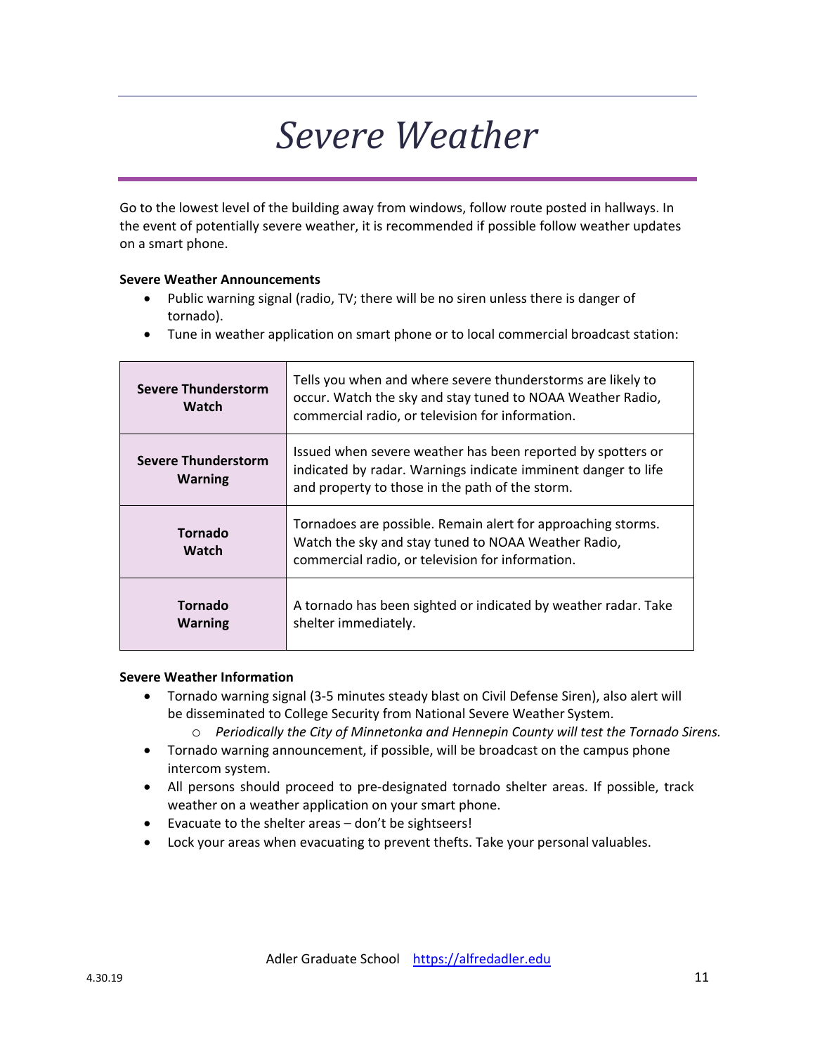# *Severe Weather*

Go to the lowest level of the building away from windows, follow route posted in hallways. In the event of potentially severe weather, it is recommended if possible follow weather updates on a smart phone.

**Severe Weather Announcements**

- Public warning signal (radio, TV; there will be no siren unless there is danger of tornado).
- Tune in weather application on smart phone or to local commercial broadcast station:

| | |
|---|---|
| **Severe Thunderstorm Watch** | Tells you when and where severe thunderstorms are likely to occur. Watch the sky and stay tuned to NOAA Weather Radio, commercial radio, or television for information. |
| **Severe Thunderstorm Warning** | Issued when severe weather has been reported by spotters or indicated by radar. Warnings indicate imminent danger to life and property to those in the path of the storm. |
| **Tornado Watch** | Tornadoes are possible. Remain alert for approaching storms. Watch the sky and stay tuned to NOAA Weather Radio, commercial radio, or television for information. |
| **Tornado Warning** | A tornado has been sighted or indicated by weather radar. Take shelter immediately. |

**Severe Weather Information**

- Tornado warning signal (3-5 minutes steady blast on Civil Defense Siren), also alert will be disseminated to College Security from National Severe Weather System.
  - *Periodically the City of Minnetonka and Hennepin County will test the Tornado Sirens.*
- Tornado warning announcement, if possible, will be broadcast on the campus phone intercom system.
- All persons should proceed to pre-designated tornado shelter areas. If possible, track weather on a weather application on your smart phone.
- Evacuate to the shelter areas – don't be sightseers!
- Lock your areas when evacuating to prevent thefts. Take your personal valuables.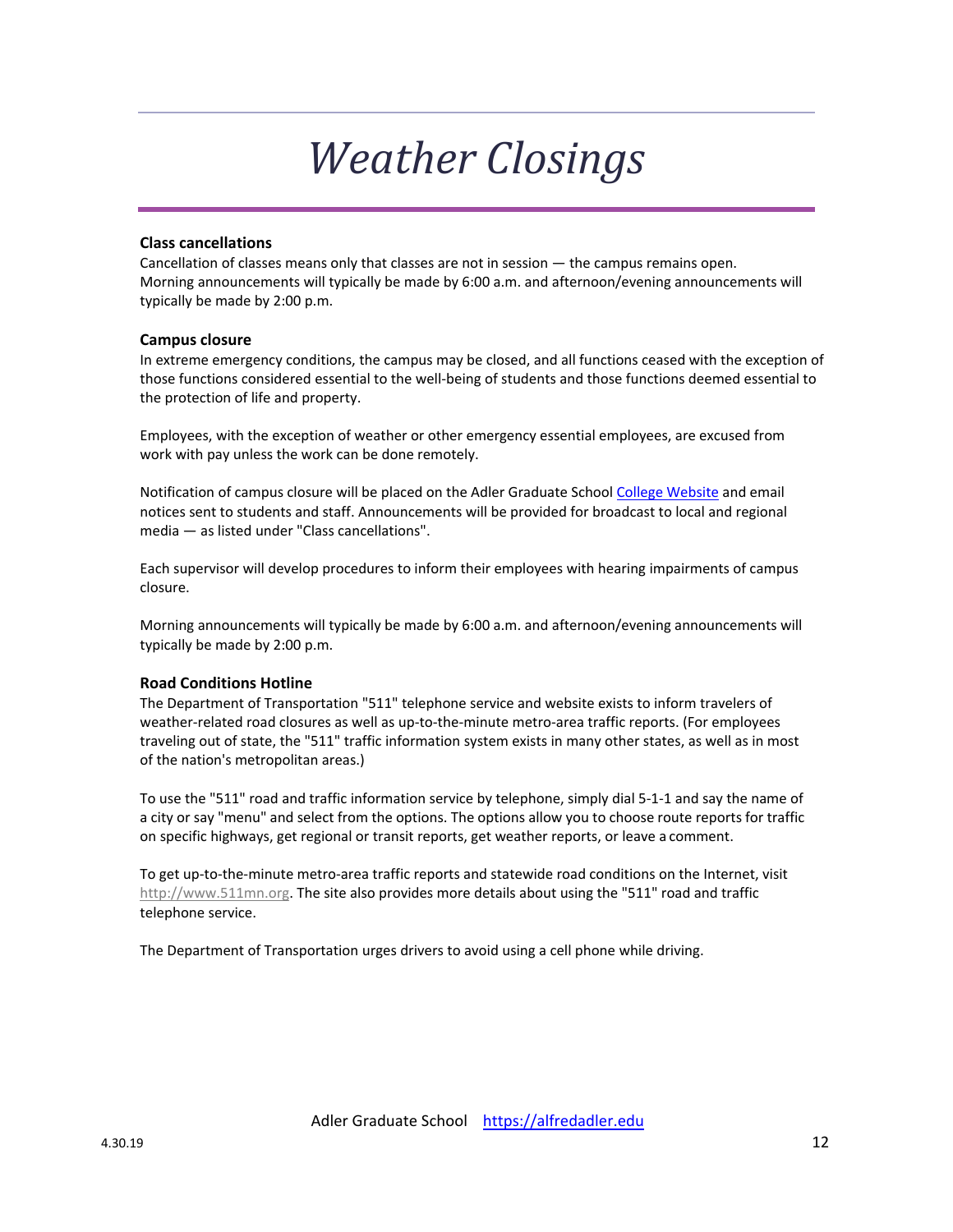# *Weather Closings*

### Class cancellations

Cancellation of classes means only that classes are not in session — the campus remains open. Morning announcements will typically be made by 6:00 a.m. and afternoon/evening announcements will typically be made by 2:00 p.m.

### Campus closure

In extreme emergency conditions, the campus may be closed, and all functions ceased with the exception of those functions considered essential to the well-being of students and those functions deemed essential to the protection of life and property.

Employees, with the exception of weather or other emergency essential employees, are excused from work with pay unless the work can be done remotely.

Notification of campus closure will be placed on the Adler Graduate School College Website and email notices sent to students and staff. Announcements will be provided for broadcast to local and regional media — as listed under "Class cancellations".

Each supervisor will develop procedures to inform their employees with hearing impairments of campus closure.

Morning announcements will typically be made by 6:00 a.m. and afternoon/evening announcements will typically be made by 2:00 p.m.

### Road Conditions Hotline

The Department of Transportation "511" telephone service and website exists to inform travelers of weather-related road closures as well as up-to-the-minute metro-area traffic reports. (For employees traveling out of state, the "511" traffic information system exists in many other states, as well as in most of the nation's metropolitan areas.)

To use the "511" road and traffic information service by telephone, simply dial 5-1-1 and say the name of a city or say "menu" and select from the options. The options allow you to choose route reports for traffic on specific highways, get regional or transit reports, get weather reports, or leave a comment.

To get up-to-the-minute metro-area traffic reports and statewide road conditions on the Internet, visit http://www.511mn.org. The site also provides more details about using the "511" road and traffic telephone service.

The Department of Transportation urges drivers to avoid using a cell phone while driving.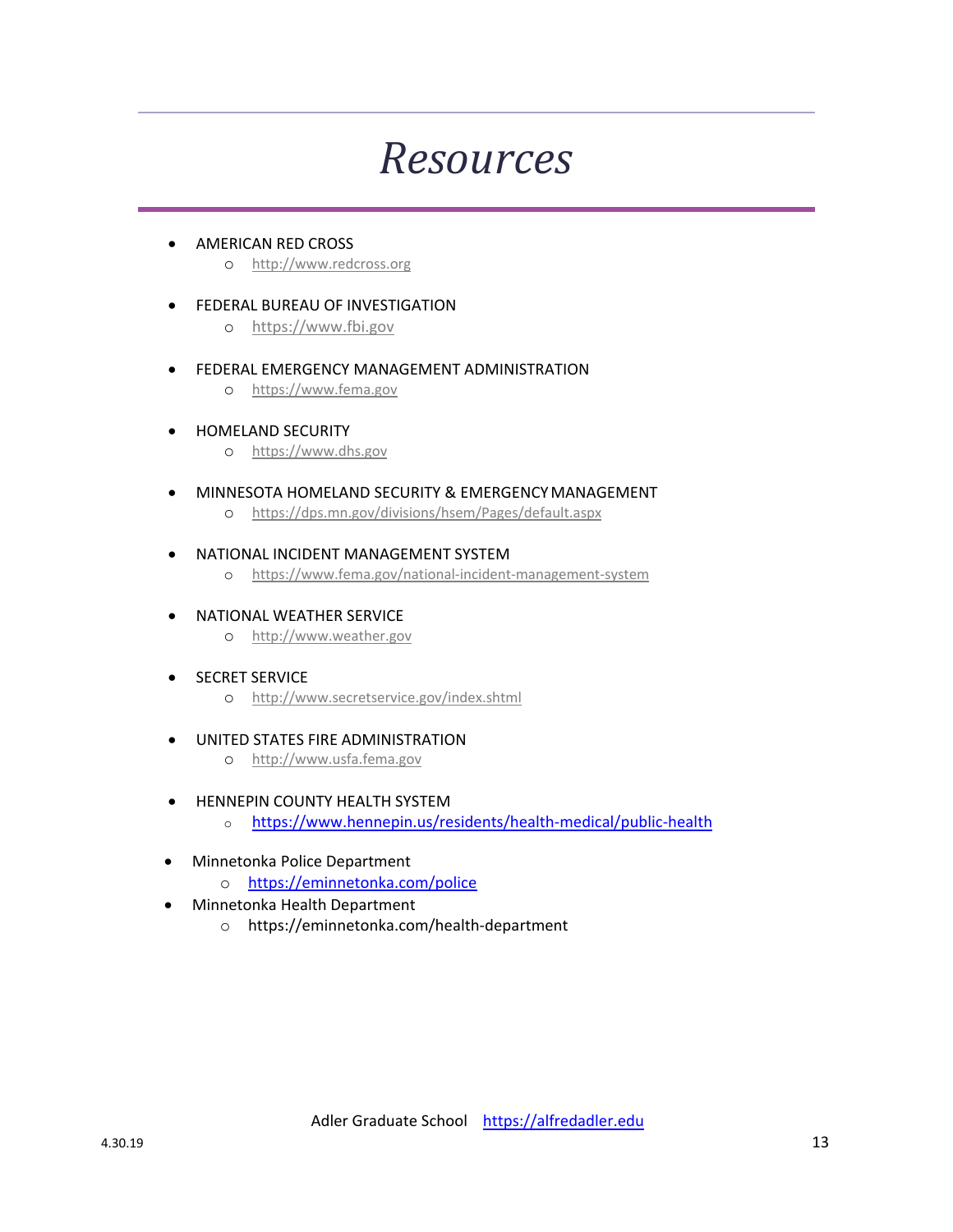# Resources

- AMERICAN RED CROSS
  - http://www.redcross.org
- FEDERAL BUREAU OF INVESTIGATION
  - https://www.fbi.gov
- FEDERAL EMERGENCY MANAGEMENT ADMINISTRATION
  - https://www.fema.gov
- HOMELAND SECURITY
  - https://www.dhs.gov
- MINNESOTA HOMELAND SECURITY & EMERGENCY MANAGEMENT
  - https://dps.mn.gov/divisions/hsem/Pages/default.aspx
- NATIONAL INCIDENT MANAGEMENT SYSTEM
  - https://www.fema.gov/national-incident-management-system
- NATIONAL WEATHER SERVICE
  - http://www.weather.gov
- SECRET SERVICE
  - http://www.secretservice.gov/index.shtml
- UNITED STATES FIRE ADMINISTRATION
  - http://www.usfa.fema.gov
- HENNEPIN COUNTY HEALTH SYSTEM
  - https://www.hennepin.us/residents/health-medical/public-health
- Minnetonka Police Department
  - https://eminnetonka.com/police
- Minnetonka Health Department
  - https://eminnetonka.com/health-department

Adler Graduate School https://alfredadler.edu

4.30.19